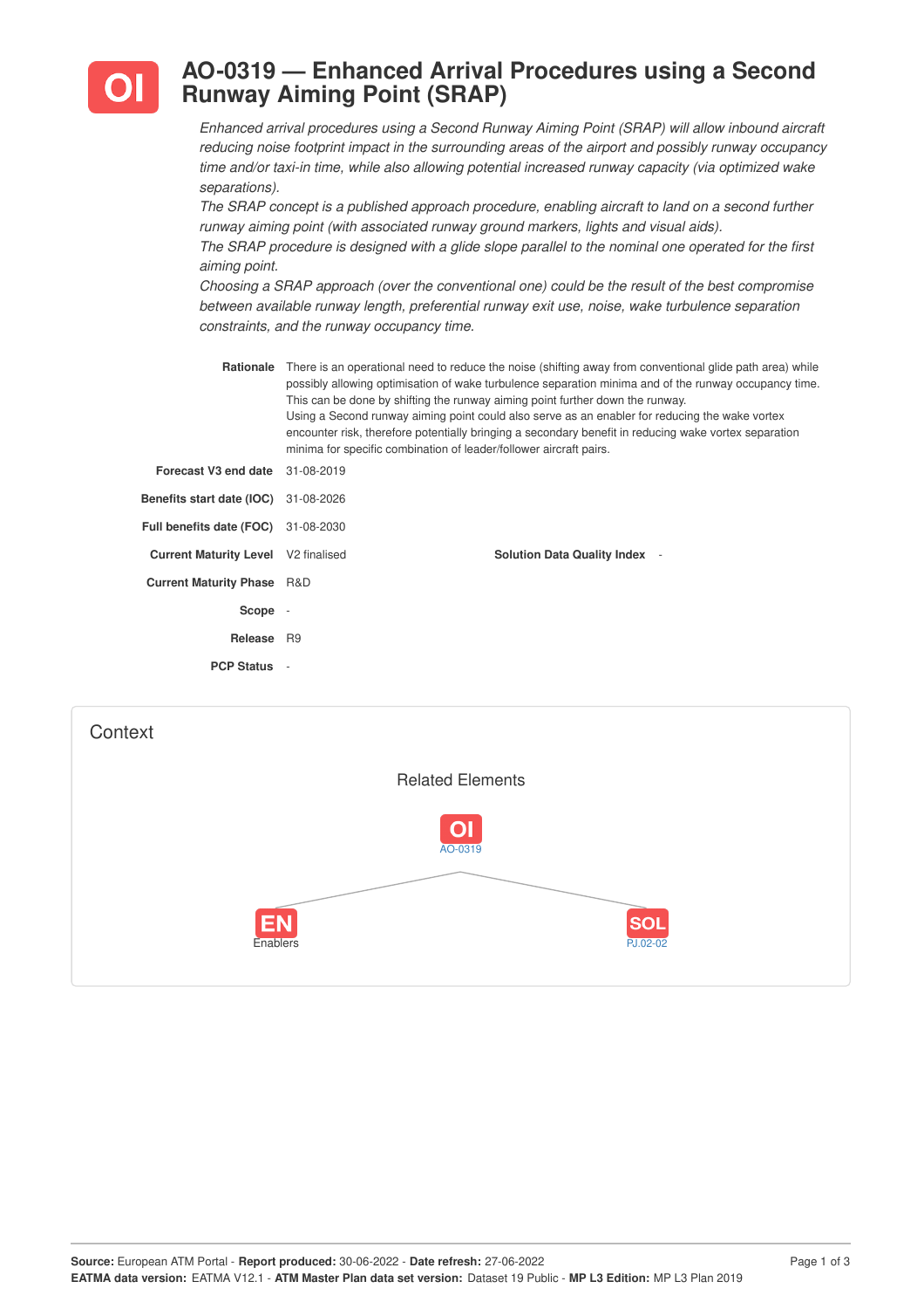# OI AO-0319 — Enhanced Arrival Procedures using a Second Runway Aiming Point (SRAP)

*Enhanced arrival procedures using a Second Runway Aiming Point (SRAP) will allow inbound aircraft reducing noise footprint impact in the surrounding areas of the airport and possibly runway occupancy time and/or taxi-in time, while also allowing potential increased runway capacity (via optimized wake separations).*
*The SRAP concept is a published approach procedure, enabling aircraft to land on a second further runway aiming point (with associated runway ground markers, lights and visual aids).*
*The SRAP procedure is designed with a glide slope parallel to the nominal one operated for the first aiming point.*
*Choosing a SRAP approach (over the conventional one) could be the result of the best compromise between available runway length, preferential runway exit use, noise, wake turbulence separation constraints, and the runway occupancy time.*

**Rationale** There is an operational need to reduce the noise (shifting away from conventional glide path area) while possibly allowing optimisation of wake turbulence separation minima and of the runway occupancy time. This can be done by shifting the runway aiming point further down the runway.
Using a Second runway aiming point could also serve as an enabler for reducing the wake vortex encounter risk, therefore potentially bringing a secondary benefit in reducing wake vortex separation minima for specific combination of leader/follower aircraft pairs.

**Forecast V3 end date** 31-08-2019

**Benefits start date (IOC)** 31-08-2026

**Full benefits date (FOC)** 31-08-2030

**Current Maturity Level** V2 finalised

**Solution Data Quality Index** -

**Current Maturity Phase** R&D

**Scope** -

**Release** R9

**PCP Status** -

## Context

Related Elements

OI
AO-0319

EN
Enablers

SOL
PJ.02-02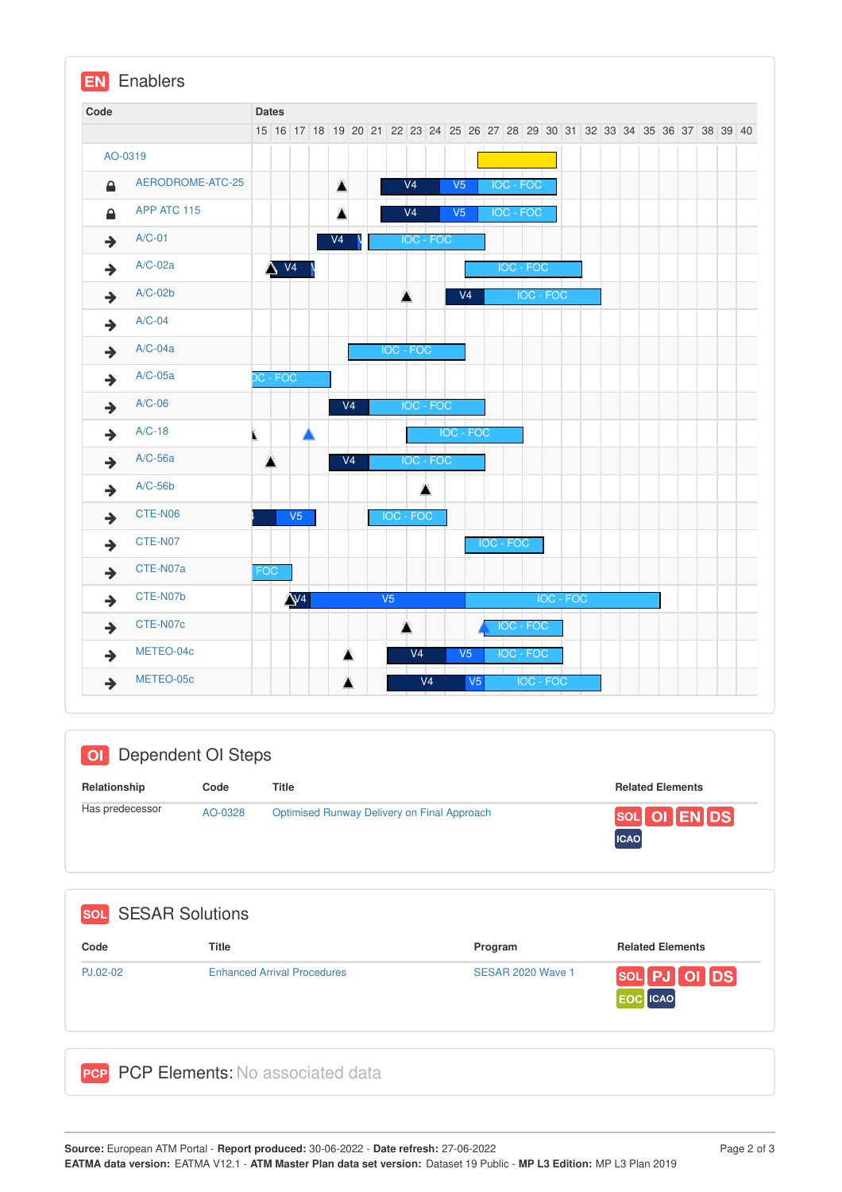## EN Enablers

Code | Dates

15 16 17 18 19 20 21 22 23 24 25 26 27 28 29 30 31 32 33 34 35 36 37 38 39 40

AO-0319

AERODROME-ATC-25 — V4 V5 IOC - FOC

APP ATC 115 — V4 V5 IOC - FOC

A/C-01 — V4 IOC - FOC

A/C-02a — V4 IOC - FOC

A/C-02b — V4 IOC - FOC

A/C-04

A/C-04a — IOC - FOC

A/C-05a — OC - FOC

A/C-06 — V4 IOC - FOC

A/C-18 — IOC - FOC

A/C-56a — V4 IOC - FOC

A/C-56b

CTE-N06 — V5 IOC - FOC

CTE-N07 — IOC - FOC

CTE-N07a — FOC

CTE-N07b — V4 V5 IOC - FOC

CTE-N07c — IOC - FOC

METEO-04c — V4 V5 IOC - FOC

METEO-05c — V4 V5 IOC - FOC

## OI Dependent OI Steps

| Relationship | Code | Title | Related Elements |
|---|---|---|---|
| Has predecessor | AO-0328 | Optimised Runway Delivery on Final Approach | SOL OI EN DS ICAO |

## SOL SESAR Solutions

| Code | Title | Program | Related Elements |
|---|---|---|---|
| PJ.02-02 | Enhanced Arrival Procedures | SESAR 2020 Wave 1 | SOL PJ OI DS EOC ICAO |

## PCP PCP Elements: No associated data

**Source:** European ATM Portal - **Report produced:** 30-06-2022 - **Date refresh:** 27-06-2022
**EATMA data version:** EATMA V12.1 - **ATM Master Plan data set version:** Dataset 19 Public - **MP L3 Edition:** MP L3 Plan 2019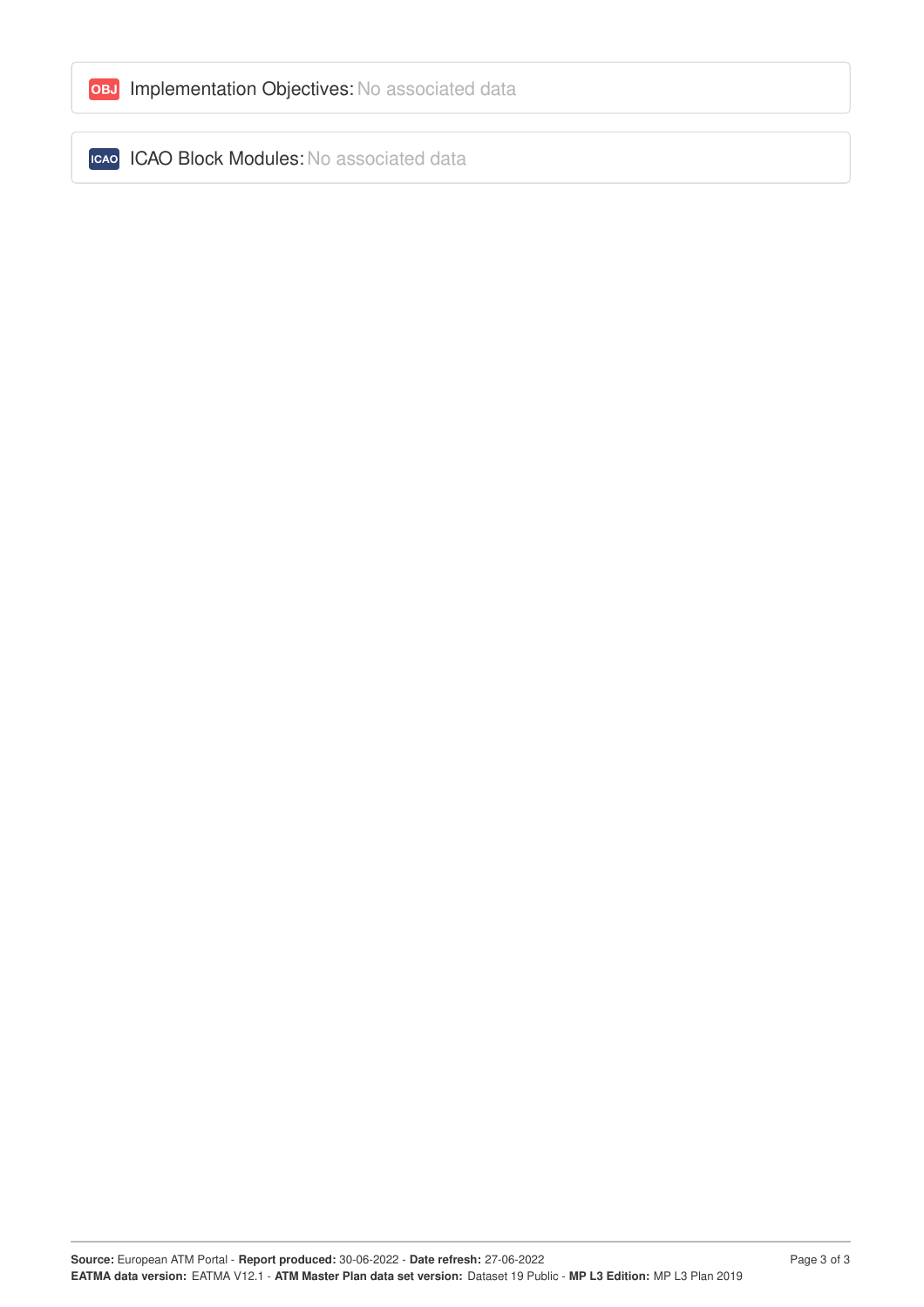**OBJ** Implementation Objectives: No associated data

**ICAO** ICAO Block Modules: No associated data

**Source:** European ATM Portal - **Report produced:** 30-06-2022 - **Date refresh:** 27-06-2022
**EATMA data version:** EATMA V12.1 - **ATM Master Plan data set version:** Dataset 19 Public - **MP L3 Edition:** MP L3 Plan 2019